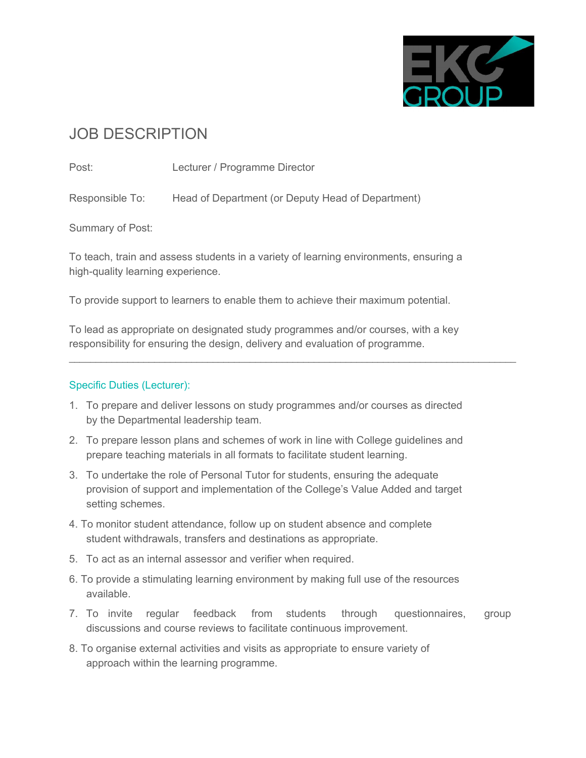# JOB DESCRIPTION

Post: Lecturer / Programme Director

Responsible To: Head of Department (or Deputy Head of Department)

Summary of Post:

To teach, train and assess students in a variety of learning environments, ensuring a high-quality learning experience.

To provide support to learners to enable them to achieve their maximum potential.

To lead as appropriate on designated study programmes and/or courses, with a key responsibility for ensuring the design, delivery and evaluation of programme.

---

## Specific Duties (Lecturer):

1. To prepare and deliver lessons on study programmes and/or courses as directed by the Departmental leadership team.
2. To prepare lesson plans and schemes of work in line with College guidelines and prepare teaching materials in all formats to facilitate student learning.
3. To undertake the role of Personal Tutor for students, ensuring the adequate provision of support and implementation of the College's Value Added and target setting schemes.
4. To monitor student attendance, follow up on student absence and complete student withdrawals, transfers and destinations as appropriate.
5. To act as an internal assessor and verifier when required.
6. To provide a stimulating learning environment by making full use of the resources available.
7. To invite regular feedback from students through questionnaires, group discussions and course reviews to facilitate continuous improvement.
8. To organise external activities and visits as appropriate to ensure variety of approach within the learning programme.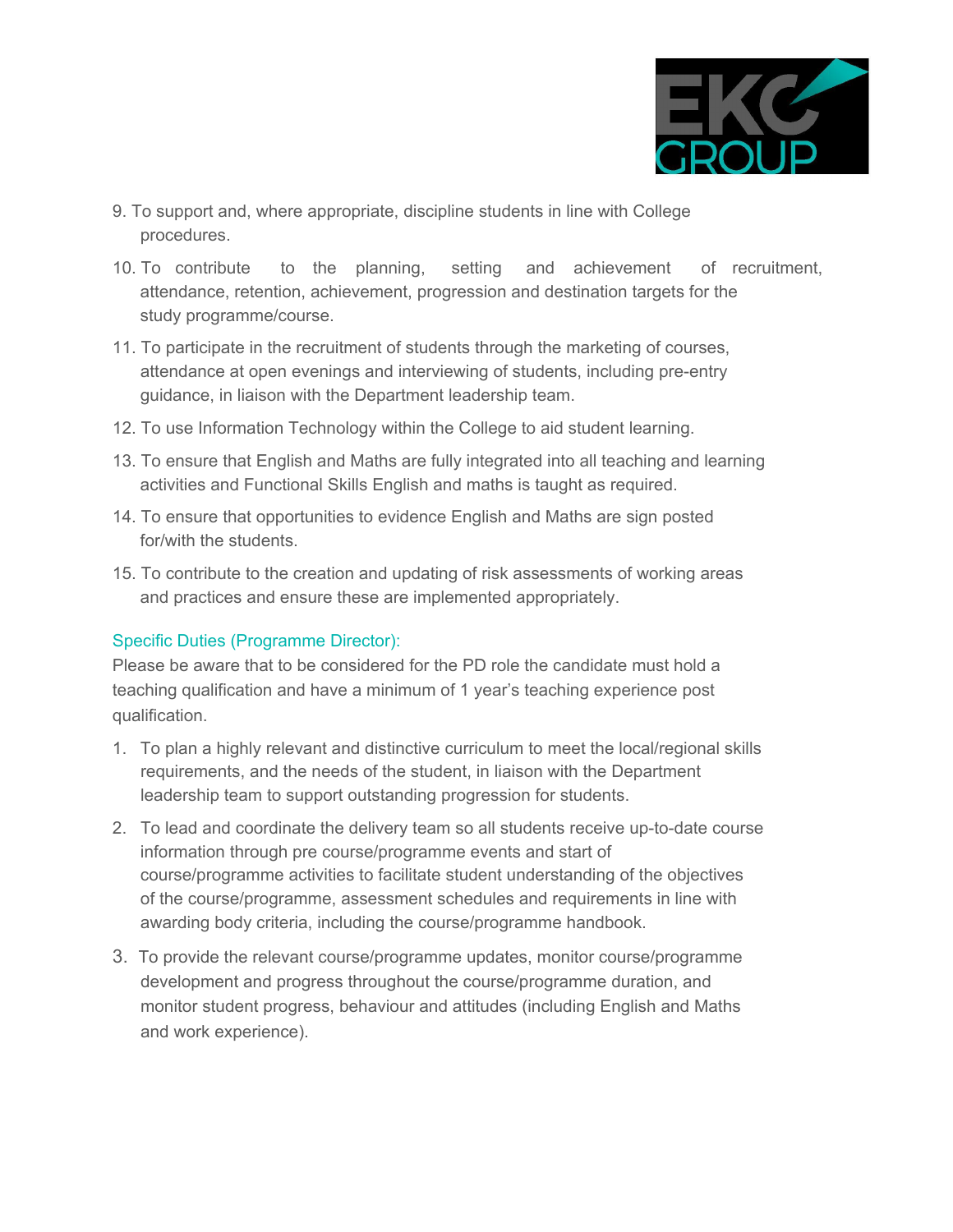9. To support and, where appropriate, discipline students in line with College procedures.
10. To contribute to the planning, setting and achievement of recruitment, attendance, retention, achievement, progression and destination targets for the study programme/course.
11. To participate in the recruitment of students through the marketing of courses, attendance at open evenings and interviewing of students, including pre-entry guidance, in liaison with the Department leadership team.
12. To use Information Technology within the College to aid student learning.
13. To ensure that English and Maths are fully integrated into all teaching and learning activities and Functional Skills English and maths is taught as required.
14. To ensure that opportunities to evidence English and Maths are sign posted for/with the students.
15. To contribute to the creation and updating of risk assessments of working areas and practices and ensure these are implemented appropriately.

## Specific Duties (Programme Director):

Please be aware that to be considered for the PD role the candidate must hold a teaching qualification and have a minimum of 1 year's teaching experience post qualification.

1. To plan a highly relevant and distinctive curriculum to meet the local/regional skills requirements, and the needs of the student, in liaison with the Department leadership team to support outstanding progression for students.
2. To lead and coordinate the delivery team so all students receive up-to-date course information through pre course/programme events and start of course/programme activities to facilitate student understanding of the objectives of the course/programme, assessment schedules and requirements in line with awarding body criteria, including the course/programme handbook.
3. To provide the relevant course/programme updates, monitor course/programme development and progress throughout the course/programme duration, and monitor student progress, behaviour and attitudes (including English and Maths and work experience).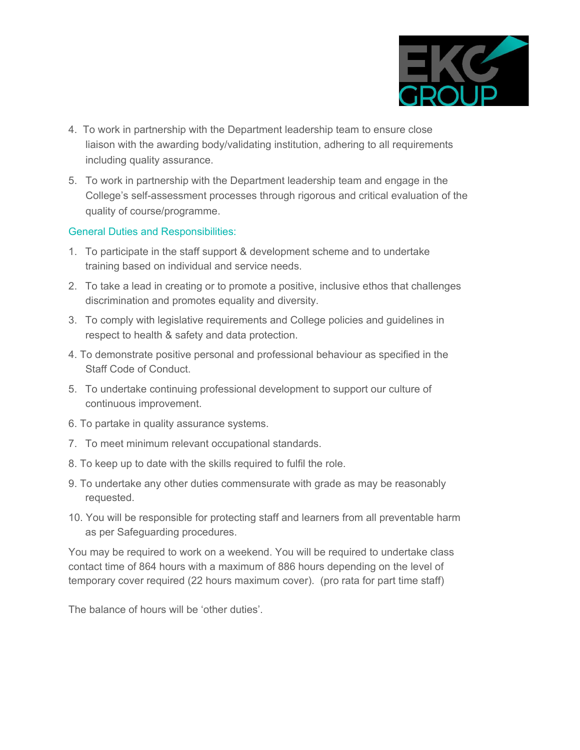4. To work in partnership with the Department leadership team to ensure close liaison with the awarding body/validating institution, adhering to all requirements including quality assurance.
5. To work in partnership with the Department leadership team and engage in the College's self-assessment processes through rigorous and critical evaluation of the quality of course/programme.

## General Duties and Responsibilities:

1. To participate in the staff support & development scheme and to undertake training based on individual and service needs.
2. To take a lead in creating or to promote a positive, inclusive ethos that challenges discrimination and promotes equality and diversity.
3. To comply with legislative requirements and College policies and guidelines in respect to health & safety and data protection.
4. To demonstrate positive personal and professional behaviour as specified in the Staff Code of Conduct.
5. To undertake continuing professional development to support our culture of continuous improvement.
6. To partake in quality assurance systems.
7. To meet minimum relevant occupational standards.
8. To keep up to date with the skills required to fulfil the role.
9. To undertake any other duties commensurate with grade as may be reasonably requested.
10. You will be responsible for protecting staff and learners from all preventable harm as per Safeguarding procedures.

You may be required to work on a weekend. You will be required to undertake class contact time of 864 hours with a maximum of 886 hours depending on the level of temporary cover required (22 hours maximum cover). (pro rata for part time staff)

The balance of hours will be 'other duties'.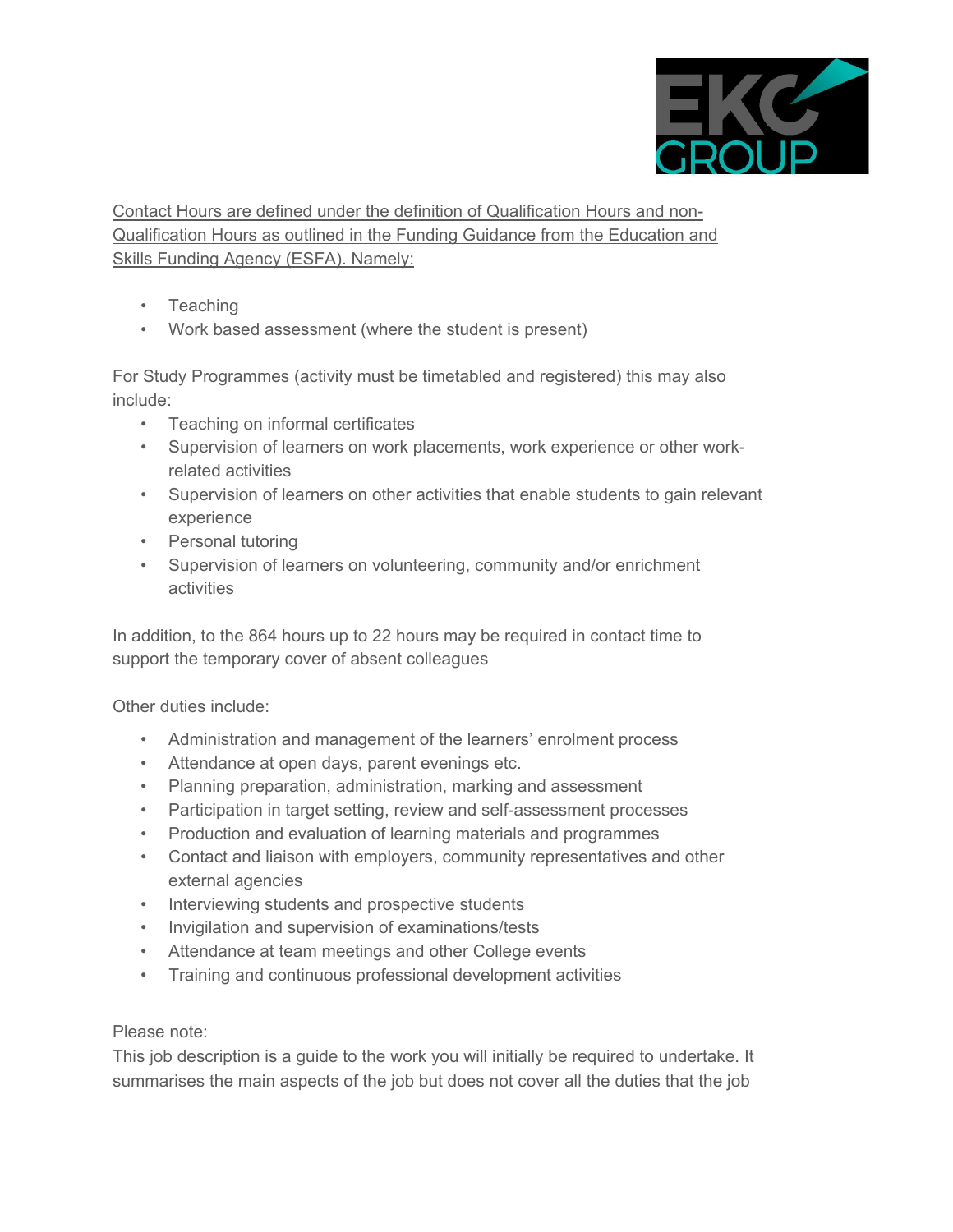<u>Contact Hours are defined under the definition of Qualification Hours and non-Qualification Hours as outlined in the Funding Guidance from the Education and Skills Funding Agency (ESFA). Namely:</u>

- Teaching
- Work based assessment (where the student is present)

For Study Programmes (activity must be timetabled and registered) this may also include:

- Teaching on informal certificates
- Supervision of learners on work placements, work experience or other work-related activities
- Supervision of learners on other activities that enable students to gain relevant experience
- Personal tutoring
- Supervision of learners on volunteering, community and/or enrichment activities

In addition, to the 864 hours up to 22 hours may be required in contact time to support the temporary cover of absent colleagues

<u>Other duties include:</u>

- Administration and management of the learners' enrolment process
- Attendance at open days, parent evenings etc.
- Planning preparation, administration, marking and assessment
- Participation in target setting, review and self-assessment processes
- Production and evaluation of learning materials and programmes
- Contact and liaison with employers, community representatives and other external agencies
- Interviewing students and prospective students
- Invigilation and supervision of examinations/tests
- Attendance at team meetings and other College events
- Training and continuous professional development activities

Please note:
This job description is a guide to the work you will initially be required to undertake. It summarises the main aspects of the job but does not cover all the duties that the job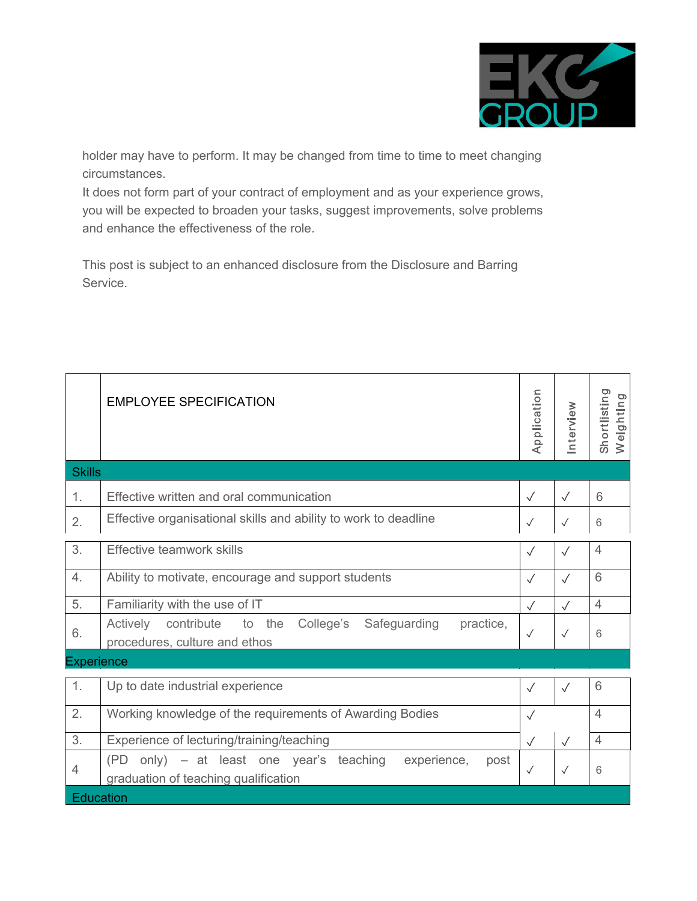holder may have to perform. It may be changed from time to time to meet changing circumstances.
It does not form part of your contract of employment and as your experience grows, you will be expected to broaden your tasks, suggest improvements, solve problems and enhance the effectiveness of the role.

This post is subject to an enhanced disclosure from the Disclosure and Barring Service.

| | EMPLOYEE SPECIFICATION | Application | Interview | Shortlisting Weighting |
|---|---|---|---|---|
| **Skills** | | | | |
| 1. | Effective written and oral communication | ✓ | ✓ | 6 |
| 2. | Effective organisational skills and ability to work to deadline | ✓ | ✓ | 6 |
| 3. | Effective teamwork skills | ✓ | ✓ | 4 |
| 4. | Ability to motivate, encourage and support students | ✓ | ✓ | 6 |
| 5. | Familiarity with the use of IT | ✓ | ✓ | 4 |
| 6. | Actively contribute to the College's Safeguarding practice, procedures, culture and ethos | ✓ | ✓ | 6 |
| **Experience** | | | | |
| 1. | Up to date industrial experience | ✓ | ✓ | 6 |
| 2. | Working knowledge of the requirements of Awarding Bodies | ✓ | | 4 |
| 3. | Experience of lecturing/training/teaching | ✓ | ✓ | 4 |
| 4 | (PD only) – at least one year's teaching experience, post graduation of teaching qualification | ✓ | ✓ | 6 |
| **Education** | | | | |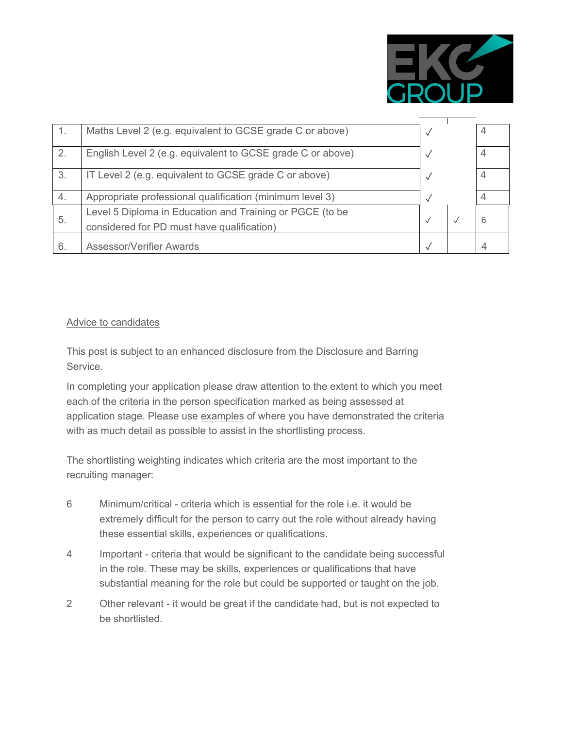| | | | | |
|---|---|---|---|---|
| 1. | Maths Level 2 (e.g. equivalent to GCSE grade C or above) | ✓ | | 4 |
| 2. | English Level 2 (e.g. equivalent to GCSE grade C or above) | ✓ | | 4 |
| 3. | IT Level 2 (e.g. equivalent to GCSE grade C or above) | ✓ | | 4 |
| 4. | Appropriate professional qualification (minimum level 3) | ✓ | | 4 |
| 5. | Level 5 Diploma in Education and Training or PGCE (to be considered for PD must have qualification) | ✓ | ✓ | 6 |
| 6. | Assessor/Verifier Awards | ✓ | | 4 |

Advice to candidates

This post is subject to an enhanced disclosure from the Disclosure and Barring Service.

In completing your application please draw attention to the extent to which you meet each of the criteria in the person specification marked as being assessed at application stage. Please use examples of where you have demonstrated the criteria with as much detail as possible to assist in the shortlisting process.

The shortlisting weighting indicates which criteria are the most important to the recruiting manager:

6 Minimum/critical - criteria which is essential for the role i.e. it would be extremely difficult for the person to carry out the role without already having these essential skills, experiences or qualifications.

4 Important - criteria that would be significant to the candidate being successful in the role. These may be skills, experiences or qualifications that have substantial meaning for the role but could be supported or taught on the job.

2 Other relevant - it would be great if the candidate had, but is not expected to be shortlisted.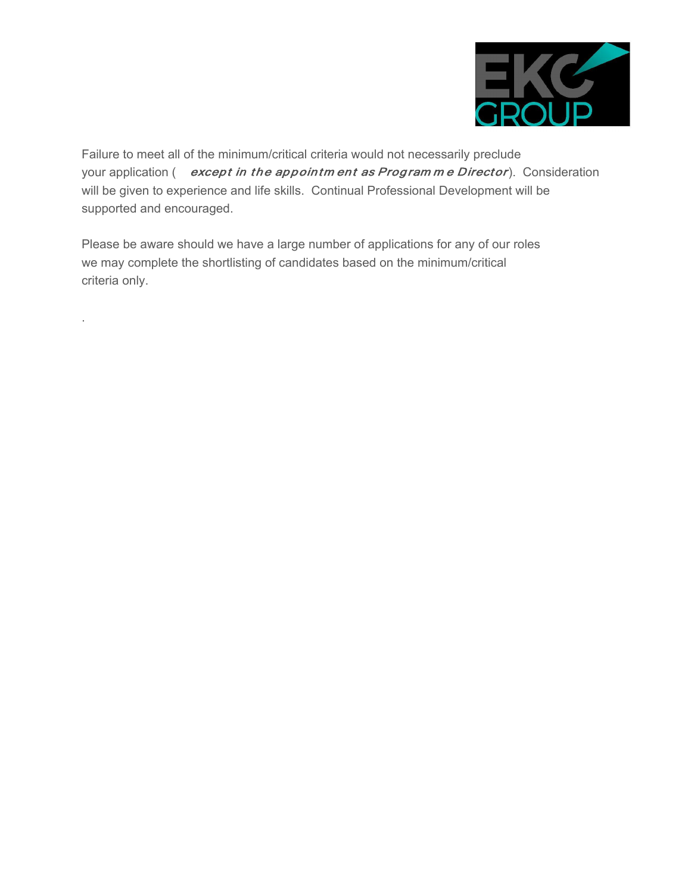Failure to meet all of the minimum/critical criteria would not necessarily preclude your application ( *except in the appointment as Programme Director*). Consideration will be given to experience and life skills. Continual Professional Development will be supported and encouraged.

Please be aware should we have a large number of applications for any of our roles we may complete the shortlisting of candidates based on the minimum/critical criteria only.

.